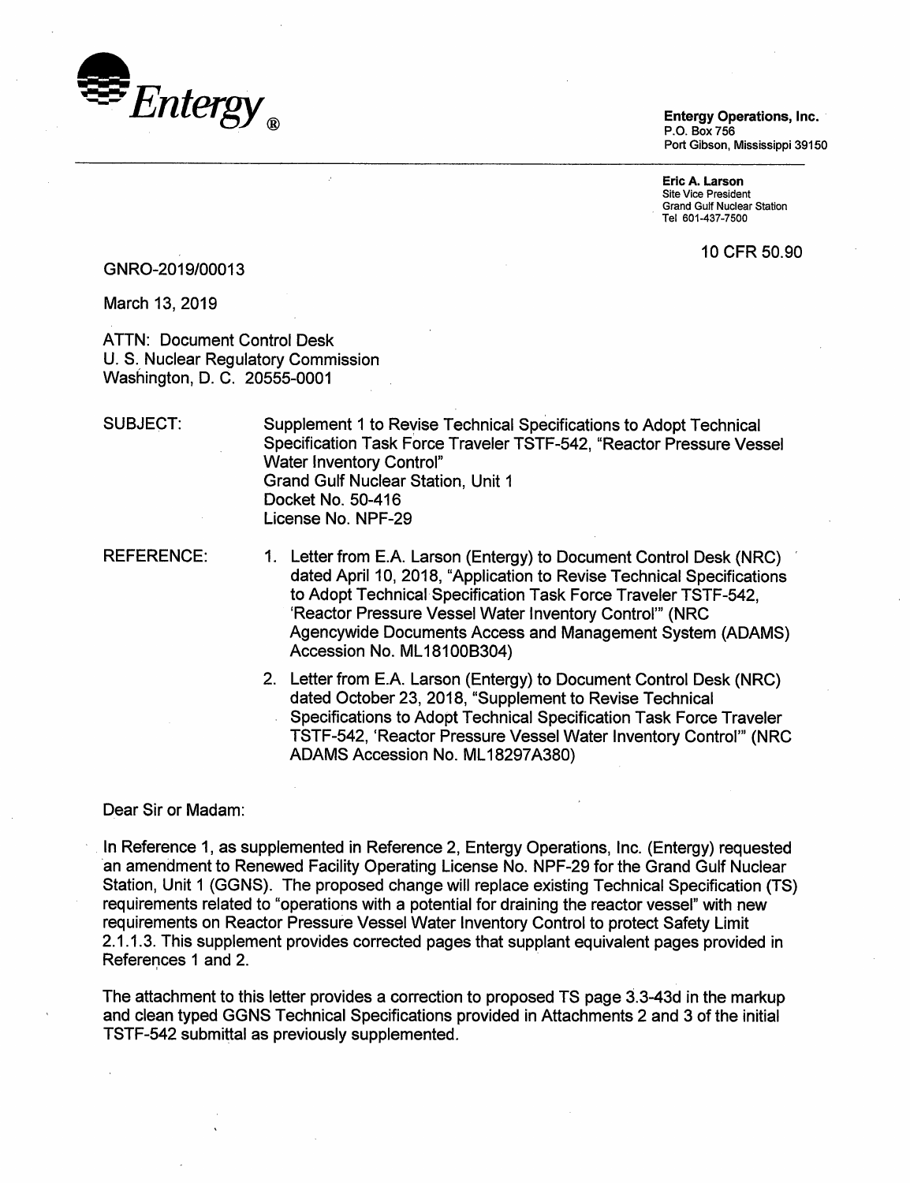**Entergy**®

**Entergy Operations, Inc.**
P.O. Box 756
Port Gibson, Mississippi 39150

**Eric A. Larson**
Site Vice President
Grand Gulf Nuclear Station
Tel 601-437-7500

10 CFR 50.90

GNRO-2019/00013

March 13, 2019

ATTN: Document Control Desk
U. S. Nuclear Regulatory Commission
Washington, D. C. 20555-0001

SUBJECT: Supplement 1 to Revise Technical Specifications to Adopt Technical Specification Task Force Traveler TSTF-542, "Reactor Pressure Vessel Water Inventory Control"
Grand Gulf Nuclear Station, Unit 1
Docket No. 50-416
License No. NPF-29

REFERENCE:

1. Letter from E.A. Larson (Entergy) to Document Control Desk (NRC) dated April 10, 2018, "Application to Revise Technical Specifications to Adopt Technical Specification Task Force Traveler TSTF-542, 'Reactor Pressure Vessel Water Inventory Control'" (NRC Agencywide Documents Access and Management System (ADAMS) Accession No. ML18100B304)
2. Letter from E.A. Larson (Entergy) to Document Control Desk (NRC) dated October 23, 2018, "Supplement to Revise Technical Specifications to Adopt Technical Specification Task Force Traveler TSTF-542, 'Reactor Pressure Vessel Water Inventory Control'" (NRC ADAMS Accession No. ML18297A380)

Dear Sir or Madam:

In Reference 1, as supplemented in Reference 2, Entergy Operations, Inc. (Entergy) requested an amendment to Renewed Facility Operating License No. NPF-29 for the Grand Gulf Nuclear Station, Unit 1 (GGNS). The proposed change will replace existing Technical Specification (TS) requirements related to "operations with a potential for draining the reactor vessel" with new requirements on Reactor Pressure Vessel Water Inventory Control to protect Safety Limit 2.1.1.3. This supplement provides corrected pages that supplant equivalent pages provided in References 1 and 2.

The attachment to this letter provides a correction to proposed TS page 3.3-43d in the markup and clean typed GGNS Technical Specifications provided in Attachments 2 and 3 of the initial TSTF-542 submittal as previously supplemented.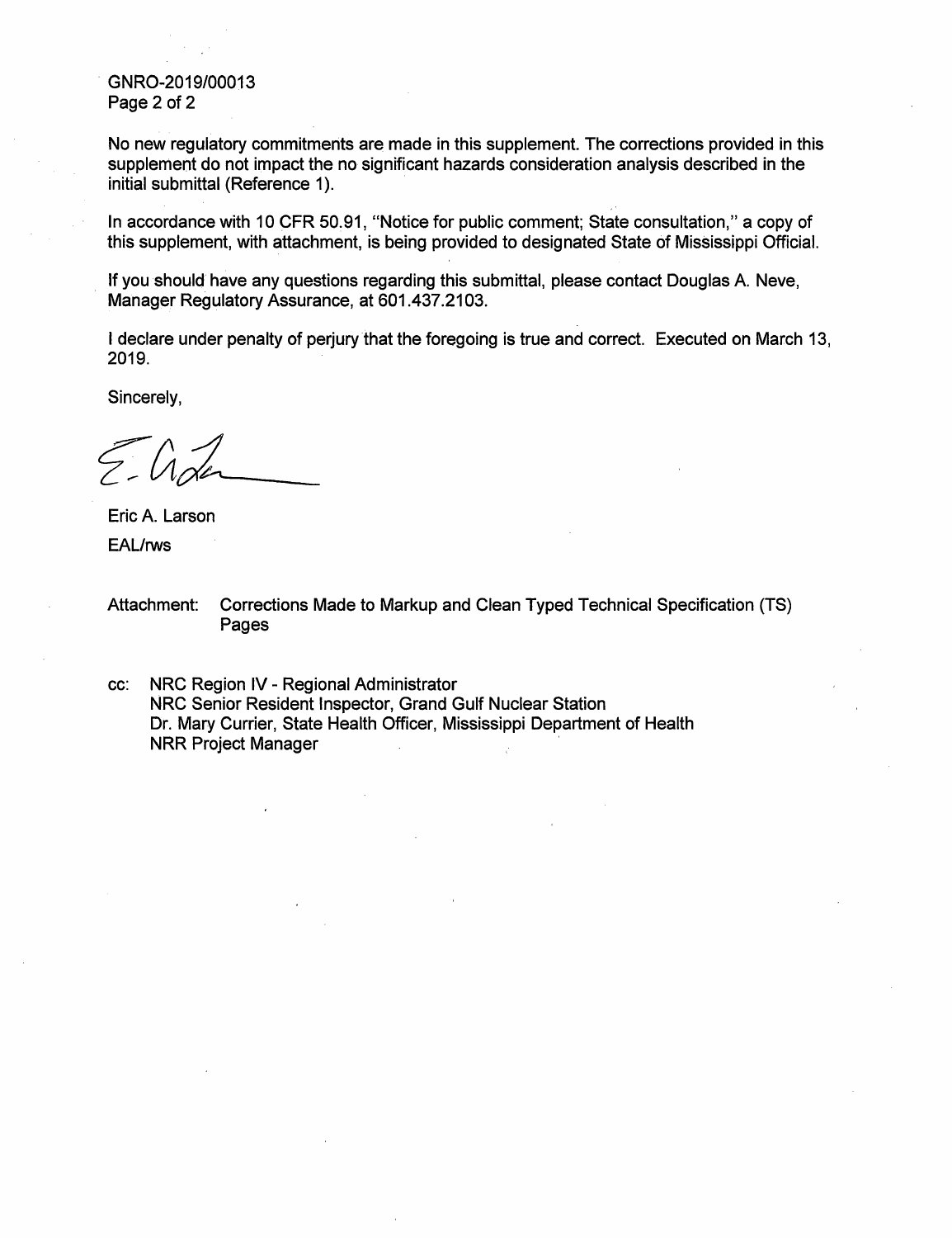No new regulatory commitments are made in this supplement. The corrections provided in this supplement do not impact the no significant hazards consideration analysis described in the initial submittal (Reference 1).

In accordance with 10 CFR 50.91, "Notice for public comment; State consultation," a copy of this supplement, with attachment, is being provided to designated State of Mississippi Official.

If you should have any questions regarding this submittal, please contact Douglas A. Neve, Manager Regulatory Assurance, at 601.437.2103.

I declare under penalty of perjury that the foregoing is true and correct. Executed on March 13, 2019.

Sincerely,

Eric A. Larson

EAL/rws

Attachment: Corrections Made to Markup and Clean Typed Technical Specification (TS) Pages

cc: NRC Region IV - Regional Administrator
NRC Senior Resident Inspector, Grand Gulf Nuclear Station
Dr. Mary Currier, State Health Officer, Mississippi Department of Health
NRR Project Manager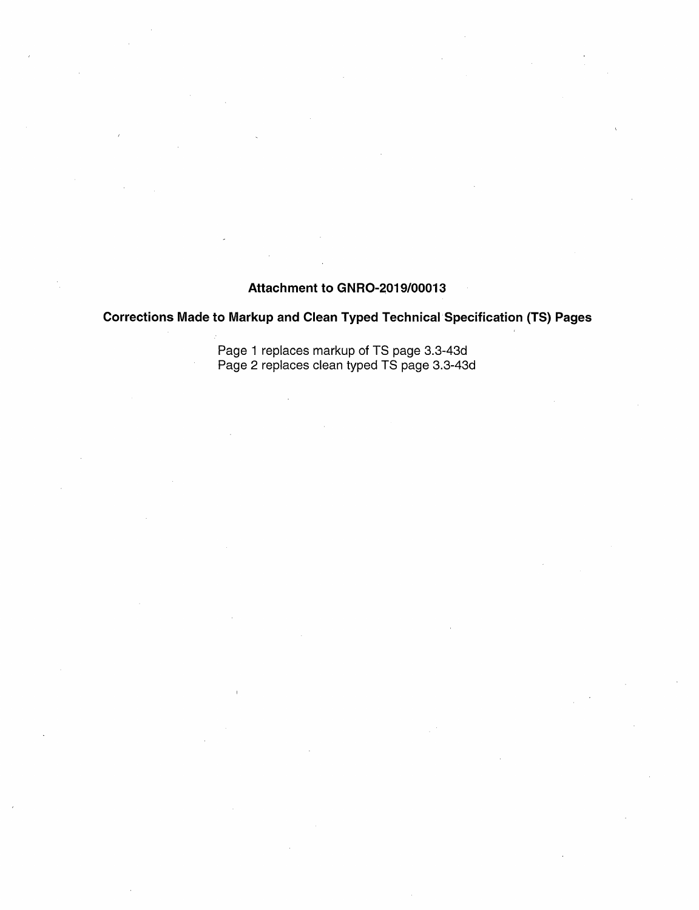**Attachment to GNRO-2019/00013**

**Corrections Made to Markup and Clean Typed Technical Specification (TS) Pages**

Page 1 replaces markup of TS page 3.3-43d
Page 2 replaces clean typed TS page 3.3-43d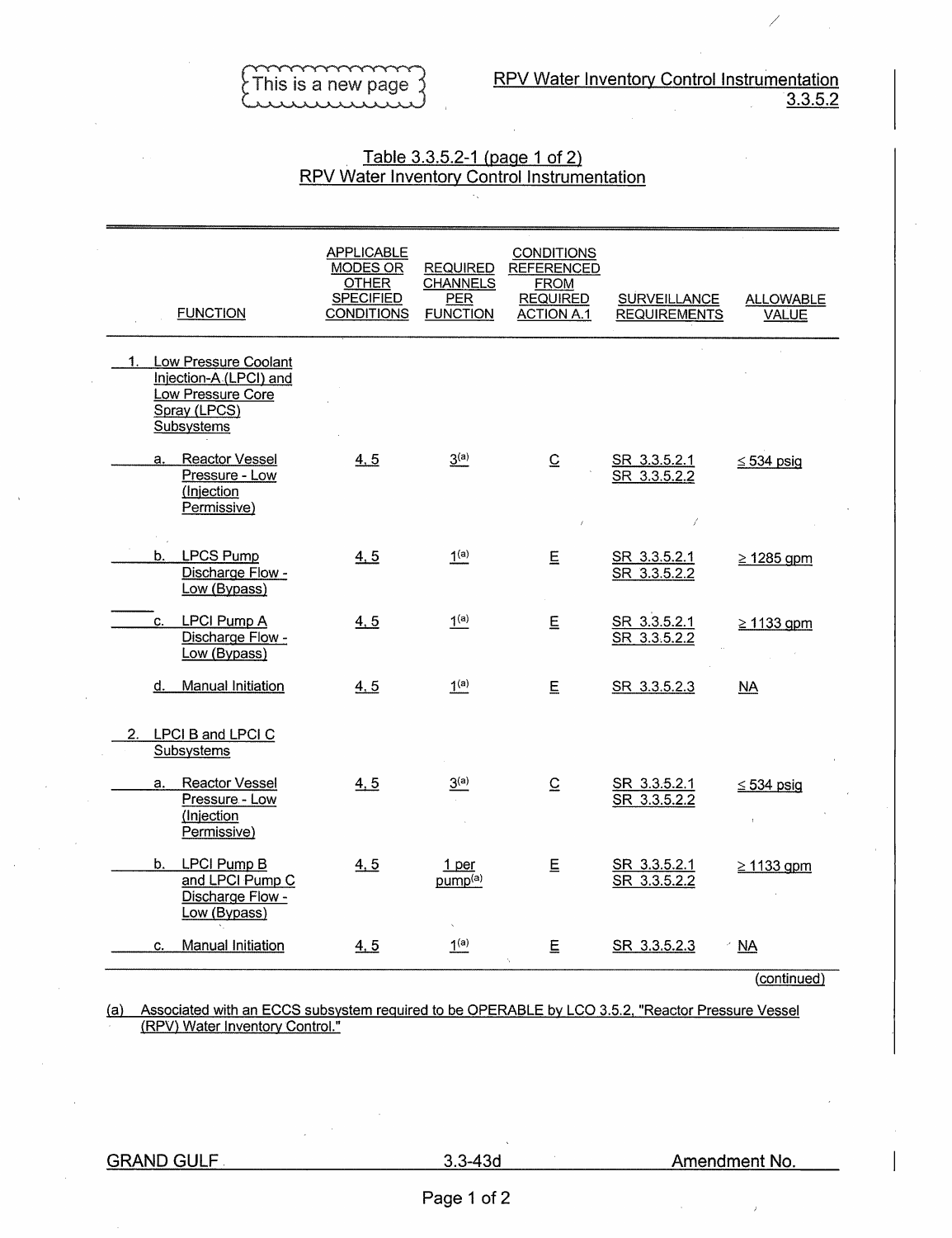This is a new page

# RPV Water Inventory Control Instrumentation 3.3.5.2

## Table 3.3.5.2-1 (page 1 of 2) RPV Water Inventory Control Instrumentation

| FUNCTION | APPLICABLE MODES OR OTHER SPECIFIED CONDITIONS | REQUIRED CHANNELS PER FUNCTION | CONDITIONS REFERENCED FROM REQUIRED ACTION A.1 | SURVEILLANCE REQUIREMENTS | ALLOWABLE VALUE |
|---|---|---|---|---|---|
| 1. Low Pressure Coolant Injection-A (LPCI) and Low Pressure Core Spray (LPCS) Subsystems | | | | | |
| a. Reactor Vessel Pressure - Low (Injection Permissive) | 4, 5 | 3[(a)] | C | SR 3.3.5.2.1<br>SR 3.3.5.2.2 | ≤ 534 psig |
| b. LPCS Pump Discharge Flow - Low (Bypass) | 4, 5 | 1[(a)] | E | SR 3.3.5.2.1<br>SR 3.3.5.2.2 | ≥ 1285 gpm |
| c. LPCI Pump A Discharge Flow - Low (Bypass) | 4, 5 | 1[(a)] | E | SR 3.3.5.2.1<br>SR 3.3.5.2.2 | ≥ 1133 gpm |
| d. Manual Initiation | 4, 5 | 1[(a)] | E | SR 3.3.5.2.3 | NA |
| 2. LPCI B and LPCI C Subsystems | | | | | |
| a. Reactor Vessel Pressure - Low (Injection Permissive) | 4, 5 | 3[(a)] | C | SR 3.3.5.2.1<br>SR 3.3.5.2.2 | ≤ 534 psig |
| b. LPCI Pump B and LPCI Pump C Discharge Flow - Low (Bypass) | 4, 5 | 1 per pump[(a)] | E | SR 3.3.5.2.1<br>SR 3.3.5.2.2 | ≥ 1133 gpm |
| c. Manual Initiation | 4, 5 | 1[(a)] | E | SR 3.3.5.2.3 | NA |

(continued)

(a) Associated with an ECCS subsystem required to be OPERABLE by LCO 3.5.2, "Reactor Pressure Vessel (RPV) Water Inventory Control."

GRAND GULF 3.3-43d Amendment No.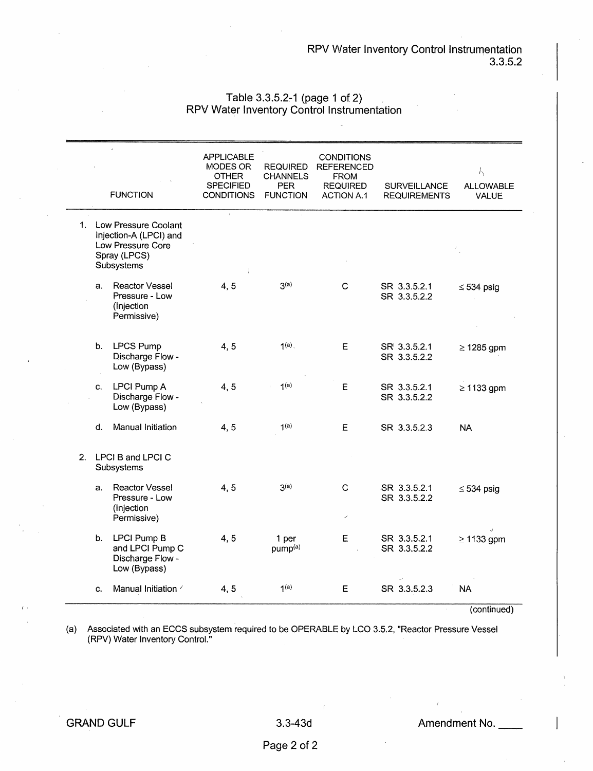# RPV Water Inventory Control Instrumentation 3.3.5.2

Table 3.3.5.2-1 (page 1 of 2)
RPV Water Inventory Control Instrumentation

| FUNCTION | APPLICABLE MODES OR OTHER SPECIFIED CONDITIONS | REQUIRED CHANNELS PER FUNCTION | CONDITIONS REFERENCED FROM REQUIRED ACTION A.1 | SURVEILLANCE REQUIREMENTS | ALLOWABLE VALUE |
|---|---|---|---|---|---|
| 1. Low Pressure Coolant Injection-A (LPCI) and Low Pressure Core Spray (LPCS) Subsystems | | | | | |
| a. Reactor Vessel Pressure - Low (Injection Permissive) | 4, 5 | 3[(a)] | C | SR 3.3.5.2.1<br>SR 3.3.5.2.2 | ≤ 534 psig |
| b. LPCS Pump Discharge Flow - Low (Bypass) | 4, 5 | 1[(a)] | E | SR 3.3.5.2.1<br>SR 3.3.5.2.2 | ≥ 1285 gpm |
| c. LPCI Pump A Discharge Flow - Low (Bypass) | 4, 5 | 1[(a)] | E | SR 3.3.5.2.1<br>SR 3.3.5.2.2 | ≥ 1133 gpm |
| d. Manual Initiation | 4, 5 | 1[(a)] | E | SR 3.3.5.2.3 | NA |
| 2. LPCI B and LPCI C Subsystems | | | | | |
| a. Reactor Vessel Pressure - Low (Injection Permissive) | 4, 5 | 3[(a)] | C | SR 3.3.5.2.1<br>SR 3.3.5.2.2 | ≤ 534 psig |
| b. LPCI Pump B and LPCI Pump C Discharge Flow - Low (Bypass) | 4, 5 | 1 per pump[(a)] | E | SR 3.3.5.2.1<br>SR 3.3.5.2.2 | ≥ 1133 gpm |
| c. Manual Initiation | 4, 5 | 1[(a)] | E | SR 3.3.5.2.3 | NA |

(continued)

(a) Associated with an ECCS subsystem required to be OPERABLE by LCO 3.5.2, "Reactor Pressure Vessel (RPV) Water Inventory Control."

GRAND GULF 3.3-43d Amendment No. ____